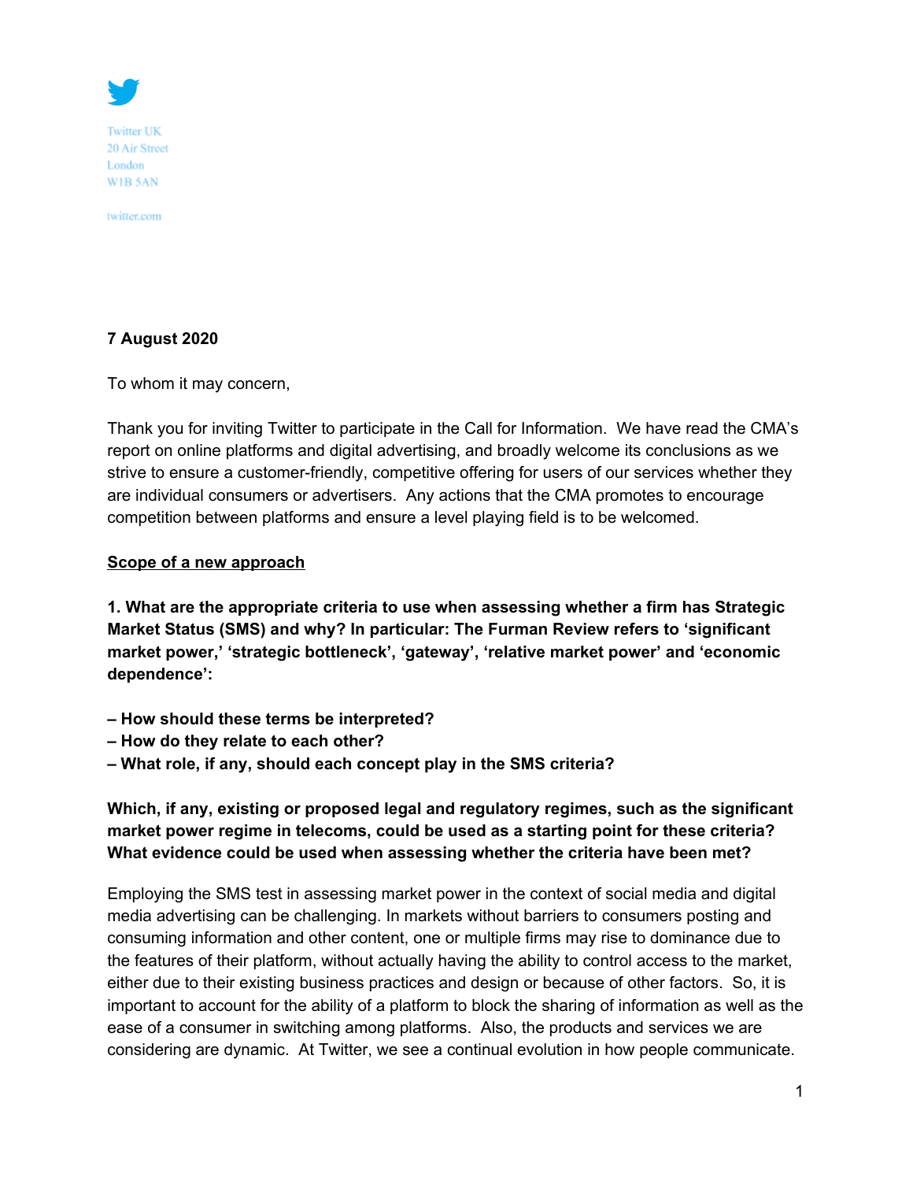Twitter UK
20 Air Street
London
W1B 5AN

twitter.com

**7 August 2020**

To whom it may concern,

Thank you for inviting Twitter to participate in the Call for Information. We have read the CMA's report on online platforms and digital advertising, and broadly welcome its conclusions as we strive to ensure a customer-friendly, competitive offering for users of our services whether they are individual consumers or advertisers. Any actions that the CMA promotes to encourage competition between platforms and ensure a level playing field is to be welcomed.

**Scope of a new approach**

**1. What are the appropriate criteria to use when assessing whether a firm has Strategic Market Status (SMS) and why? In particular: The Furman Review refers to 'significant market power,' 'strategic bottleneck', 'gateway', 'relative market power' and 'economic dependence':**

**– How should these terms be interpreted?**
**– How do they relate to each other?**
**– What role, if any, should each concept play in the SMS criteria?**

**Which, if any, existing or proposed legal and regulatory regimes, such as the significant market power regime in telecoms, could be used as a starting point for these criteria? What evidence could be used when assessing whether the criteria have been met?**

Employing the SMS test in assessing market power in the context of social media and digital media advertising can be challenging. In markets without barriers to consumers posting and consuming information and other content, one or multiple firms may rise to dominance due to the features of their platform, without actually having the ability to control access to the market, either due to their existing business practices and design or because of other factors. So, it is important to account for the ability of a platform to block the sharing of information as well as the ease of a consumer in switching among platforms. Also, the products and services we are considering are dynamic. At Twitter, we see a continual evolution in how people communicate.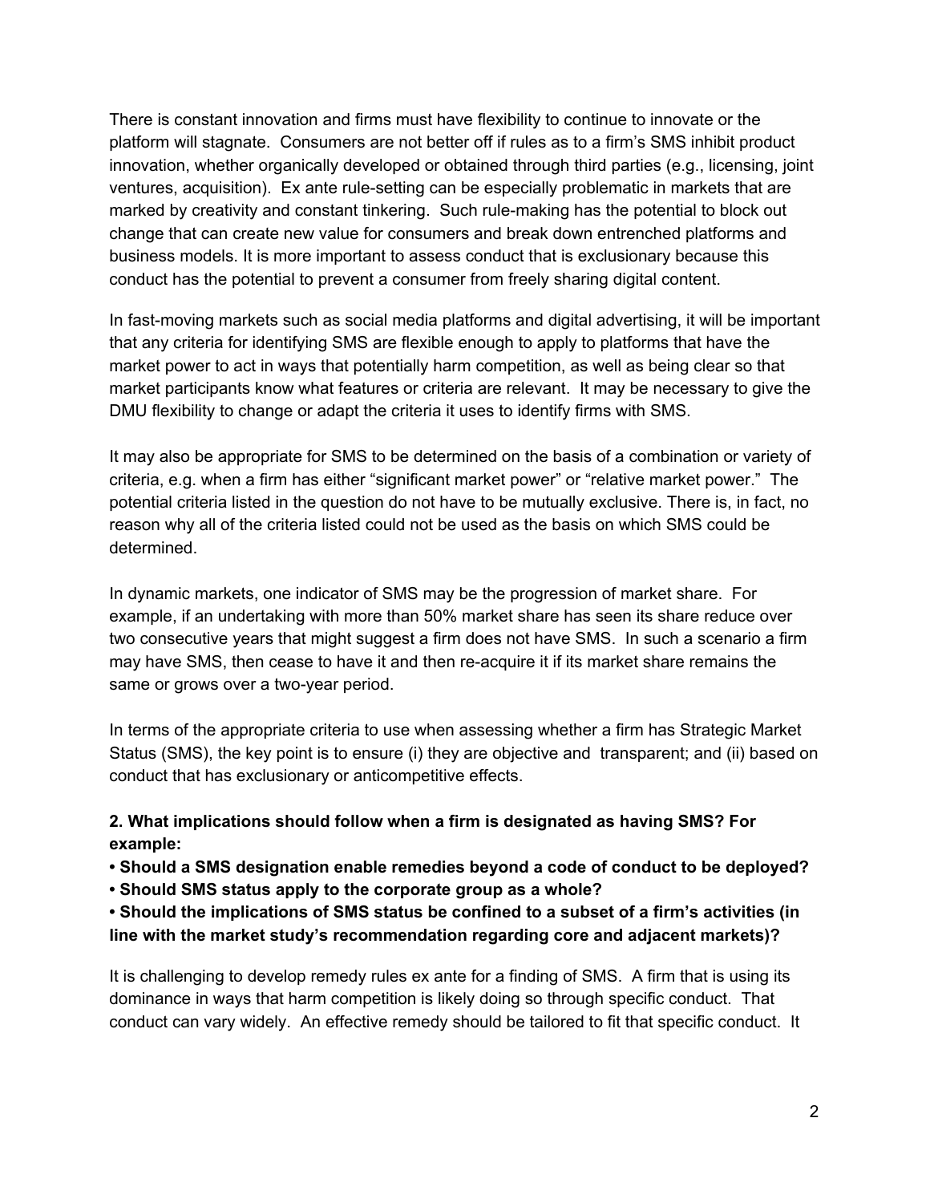There is constant innovation and firms must have flexibility to continue to innovate or the platform will stagnate. Consumers are not better off if rules as to a firm's SMS inhibit product innovation, whether organically developed or obtained through third parties (e.g., licensing, joint ventures, acquisition). Ex ante rule-setting can be especially problematic in markets that are marked by creativity and constant tinkering. Such rule-making has the potential to block out change that can create new value for consumers and break down entrenched platforms and business models. It is more important to assess conduct that is exclusionary because this conduct has the potential to prevent a consumer from freely sharing digital content.

In fast-moving markets such as social media platforms and digital advertising, it will be important that any criteria for identifying SMS are flexible enough to apply to platforms that have the market power to act in ways that potentially harm competition, as well as being clear so that market participants know what features or criteria are relevant. It may be necessary to give the DMU flexibility to change or adapt the criteria it uses to identify firms with SMS.

It may also be appropriate for SMS to be determined on the basis of a combination or variety of criteria, e.g. when a firm has either "significant market power" or "relative market power." The potential criteria listed in the question do not have to be mutually exclusive. There is, in fact, no reason why all of the criteria listed could not be used as the basis on which SMS could be determined.

In dynamic markets, one indicator of SMS may be the progression of market share. For example, if an undertaking with more than 50% market share has seen its share reduce over two consecutive years that might suggest a firm does not have SMS. In such a scenario a firm may have SMS, then cease to have it and then re-acquire it if its market share remains the same or grows over a two-year period.

In terms of the appropriate criteria to use when assessing whether a firm has Strategic Market Status (SMS), the key point is to ensure (i) they are objective and transparent; and (ii) based on conduct that has exclusionary or anticompetitive effects.

**2. What implications should follow when a firm is designated as having SMS? For example:**

- **Should a SMS designation enable remedies beyond a code of conduct to be deployed?**
- **Should SMS status apply to the corporate group as a whole?**
- **Should the implications of SMS status be confined to a subset of a firm's activities (in line with the market study's recommendation regarding core and adjacent markets)?**

It is challenging to develop remedy rules ex ante for a finding of SMS. A firm that is using its dominance in ways that harm competition is likely doing so through specific conduct. That conduct can vary widely. An effective remedy should be tailored to fit that specific conduct. It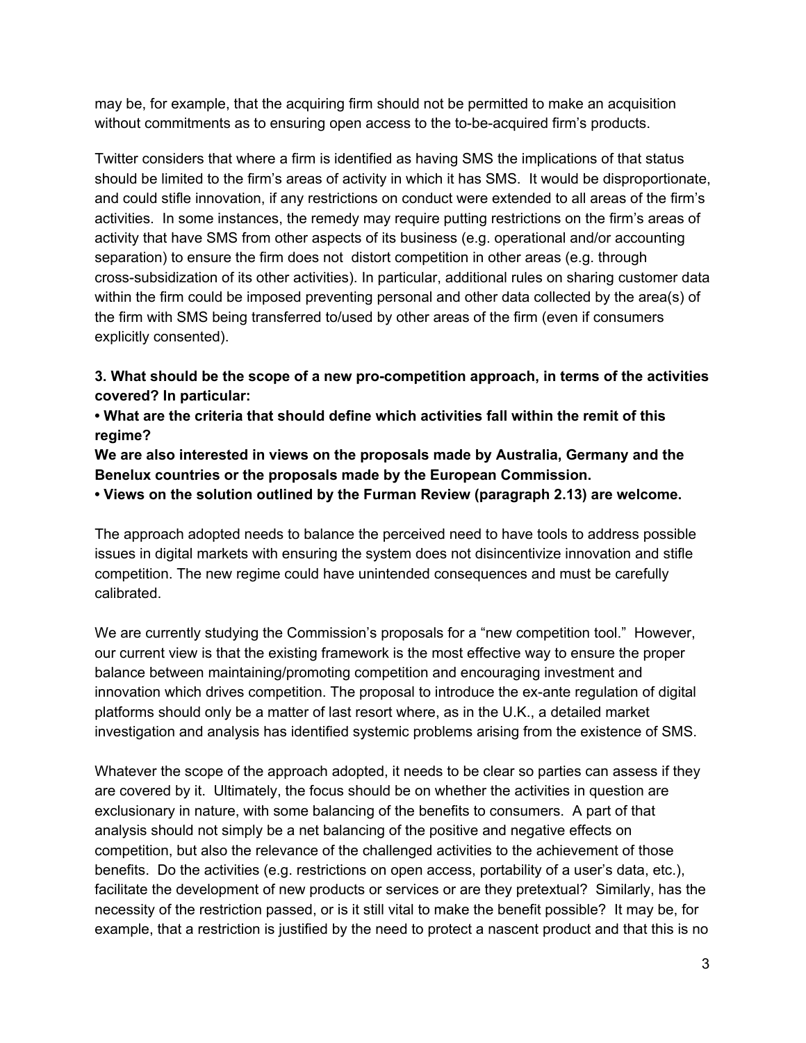may be, for example, that the acquiring firm should not be permitted to make an acquisition without commitments as to ensuring open access to the to-be-acquired firm's products.

Twitter considers that where a firm is identified as having SMS the implications of that status should be limited to the firm's areas of activity in which it has SMS. It would be disproportionate, and could stifle innovation, if any restrictions on conduct were extended to all areas of the firm's activities. In some instances, the remedy may require putting restrictions on the firm's areas of activity that have SMS from other aspects of its business (e.g. operational and/or accounting separation) to ensure the firm does not distort competition in other areas (e.g. through cross-subsidization of its other activities). In particular, additional rules on sharing customer data within the firm could be imposed preventing personal and other data collected by the area(s) of the firm with SMS being transferred to/used by other areas of the firm (even if consumers explicitly consented).

**3. What should be the scope of a new pro-competition approach, in terms of the activities covered? In particular:**

**• What are the criteria that should define which activities fall within the remit of this regime?**

**We are also interested in views on the proposals made by Australia, Germany and the Benelux countries or the proposals made by the European Commission.**

**• Views on the solution outlined by the Furman Review (paragraph 2.13) are welcome.**

The approach adopted needs to balance the perceived need to have tools to address possible issues in digital markets with ensuring the system does not disincentivize innovation and stifle competition. The new regime could have unintended consequences and must be carefully calibrated.

We are currently studying the Commission's proposals for a "new competition tool." However, our current view is that the existing framework is the most effective way to ensure the proper balance between maintaining/promoting competition and encouraging investment and innovation which drives competition. The proposal to introduce the ex-ante regulation of digital platforms should only be a matter of last resort where, as in the U.K., a detailed market investigation and analysis has identified systemic problems arising from the existence of SMS.

Whatever the scope of the approach adopted, it needs to be clear so parties can assess if they are covered by it. Ultimately, the focus should be on whether the activities in question are exclusionary in nature, with some balancing of the benefits to consumers. A part of that analysis should not simply be a net balancing of the positive and negative effects on competition, but also the relevance of the challenged activities to the achievement of those benefits. Do the activities (e.g. restrictions on open access, portability of a user's data, etc.), facilitate the development of new products or services or are they pretextual? Similarly, has the necessity of the restriction passed, or is it still vital to make the benefit possible? It may be, for example, that a restriction is justified by the need to protect a nascent product and that this is no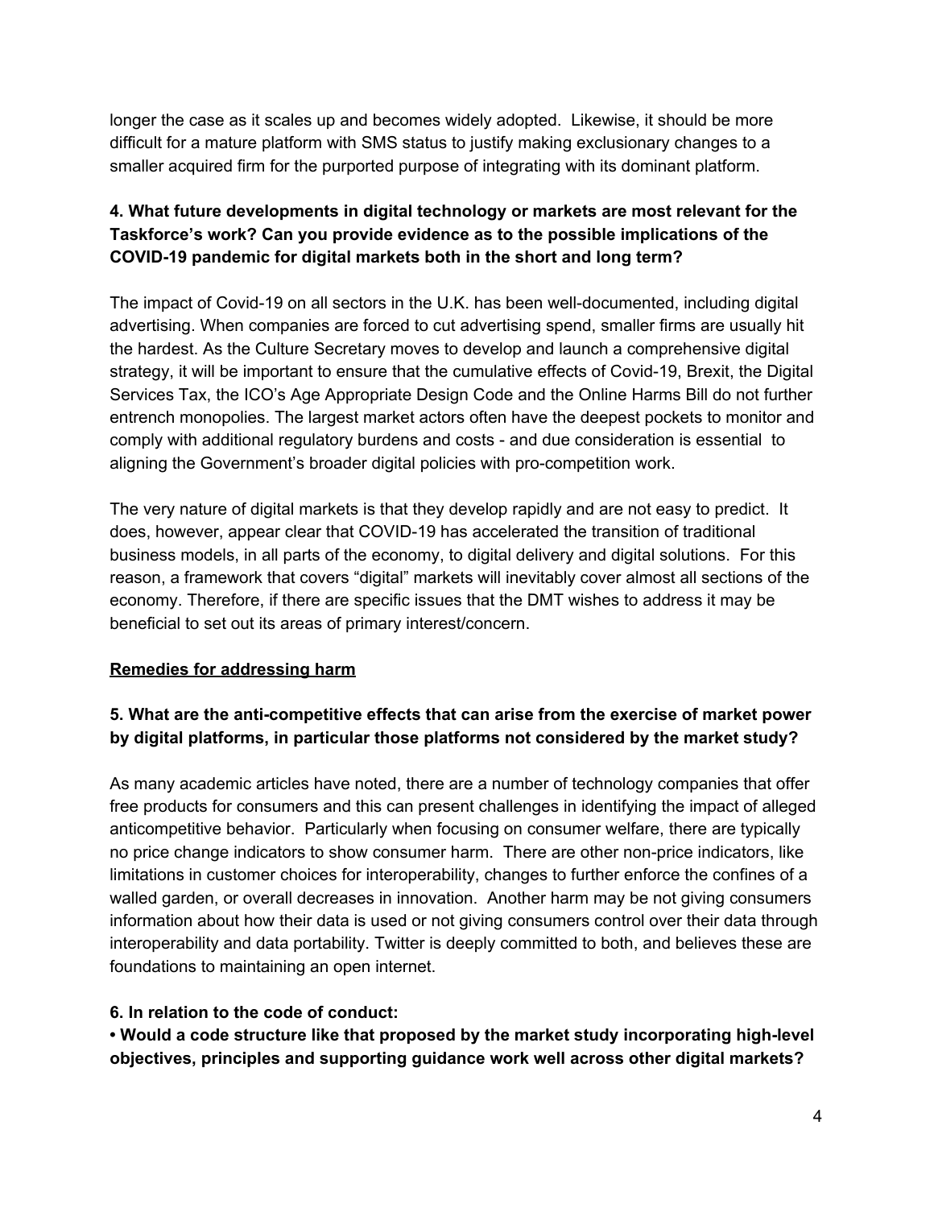longer the case as it scales up and becomes widely adopted. Likewise, it should be more difficult for a mature platform with SMS status to justify making exclusionary changes to a smaller acquired firm for the purported purpose of integrating with its dominant platform.

**4. What future developments in digital technology or markets are most relevant for the Taskforce's work? Can you provide evidence as to the possible implications of the COVID-19 pandemic for digital markets both in the short and long term?**

The impact of Covid-19 on all sectors in the U.K. has been well-documented, including digital advertising. When companies are forced to cut advertising spend, smaller firms are usually hit the hardest. As the Culture Secretary moves to develop and launch a comprehensive digital strategy, it will be important to ensure that the cumulative effects of Covid-19, Brexit, the Digital Services Tax, the ICO's Age Appropriate Design Code and the Online Harms Bill do not further entrench monopolies. The largest market actors often have the deepest pockets to monitor and comply with additional regulatory burdens and costs - and due consideration is essential to aligning the Government's broader digital policies with pro-competition work.

The very nature of digital markets is that they develop rapidly and are not easy to predict. It does, however, appear clear that COVID-19 has accelerated the transition of traditional business models, in all parts of the economy, to digital delivery and digital solutions. For this reason, a framework that covers "digital" markets will inevitably cover almost all sections of the economy. Therefore, if there are specific issues that the DMT wishes to address it may be beneficial to set out its areas of primary interest/concern.

<u>**Remedies for addressing harm**</u>

**5. What are the anti-competitive effects that can arise from the exercise of market power by digital platforms, in particular those platforms not considered by the market study?**

As many academic articles have noted, there are a number of technology companies that offer free products for consumers and this can present challenges in identifying the impact of alleged anticompetitive behavior. Particularly when focusing on consumer welfare, there are typically no price change indicators to show consumer harm. There are other non-price indicators, like limitations in customer choices for interoperability, changes to further enforce the confines of a walled garden, or overall decreases in innovation. Another harm may be not giving consumers information about how their data is used or not giving consumers control over their data through interoperability and data portability. Twitter is deeply committed to both, and believes these are foundations to maintaining an open internet.

**6. In relation to the code of conduct:**

**• Would a code structure like that proposed by the market study incorporating high-level objectives, principles and supporting guidance work well across other digital markets?**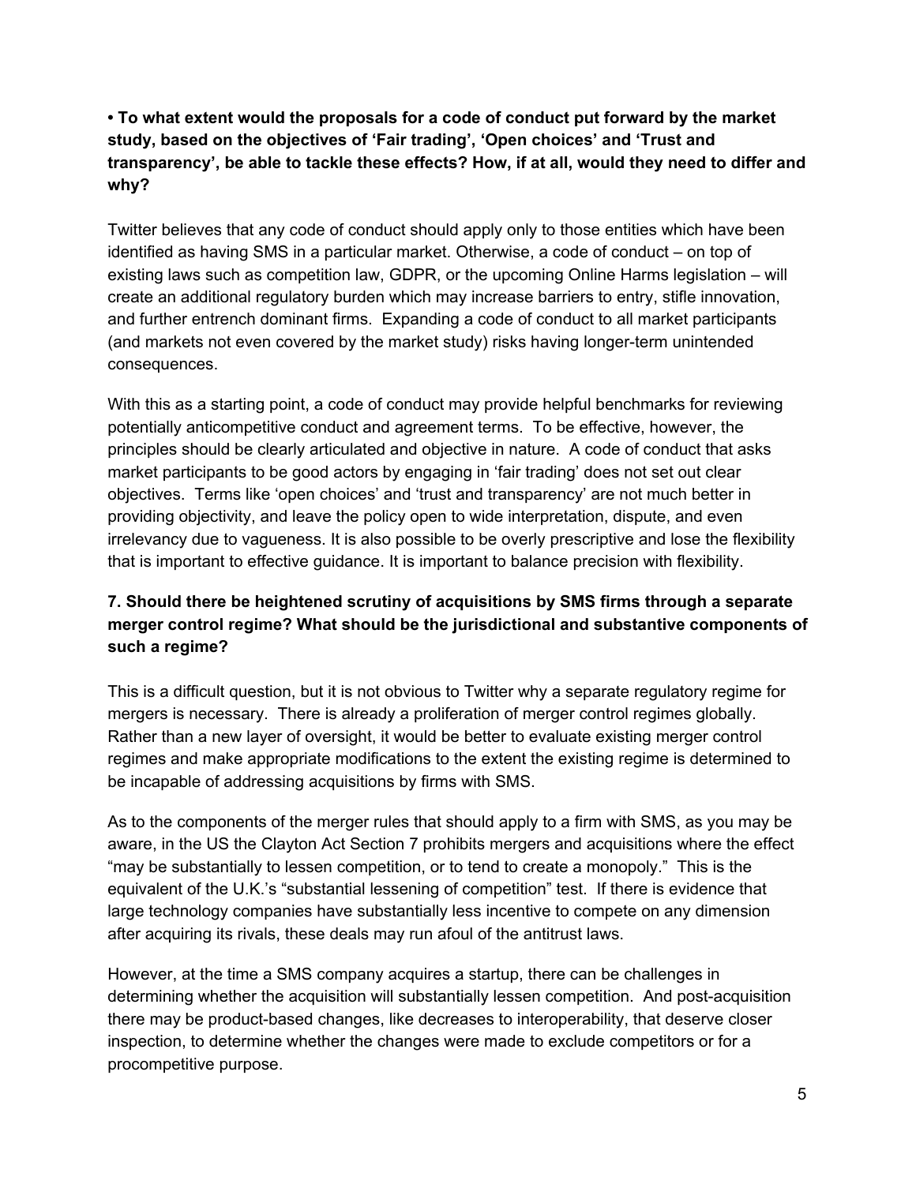**• To what extent would the proposals for a code of conduct put forward by the market study, based on the objectives of 'Fair trading', 'Open choices' and 'Trust and transparency', be able to tackle these effects? How, if at all, would they need to differ and why?**

Twitter believes that any code of conduct should apply only to those entities which have been identified as having SMS in a particular market. Otherwise, a code of conduct – on top of existing laws such as competition law, GDPR, or the upcoming Online Harms legislation – will create an additional regulatory burden which may increase barriers to entry, stifle innovation, and further entrench dominant firms. Expanding a code of conduct to all market participants (and markets not even covered by the market study) risks having longer-term unintended consequences.

With this as a starting point, a code of conduct may provide helpful benchmarks for reviewing potentially anticompetitive conduct and agreement terms. To be effective, however, the principles should be clearly articulated and objective in nature. A code of conduct that asks market participants to be good actors by engaging in 'fair trading' does not set out clear objectives. Terms like 'open choices' and 'trust and transparency' are not much better in providing objectivity, and leave the policy open to wide interpretation, dispute, and even irrelevancy due to vagueness. It is also possible to be overly prescriptive and lose the flexibility that is important to effective guidance. It is important to balance precision with flexibility.

**7. Should there be heightened scrutiny of acquisitions by SMS firms through a separate merger control regime? What should be the jurisdictional and substantive components of such a regime?**

This is a difficult question, but it is not obvious to Twitter why a separate regulatory regime for mergers is necessary. There is already a proliferation of merger control regimes globally. Rather than a new layer of oversight, it would be better to evaluate existing merger control regimes and make appropriate modifications to the extent the existing regime is determined to be incapable of addressing acquisitions by firms with SMS.

As to the components of the merger rules that should apply to a firm with SMS, as you may be aware, in the US the Clayton Act Section 7 prohibits mergers and acquisitions where the effect "may be substantially to lessen competition, or to tend to create a monopoly." This is the equivalent of the U.K.'s "substantial lessening of competition" test. If there is evidence that large technology companies have substantially less incentive to compete on any dimension after acquiring its rivals, these deals may run afoul of the antitrust laws.

However, at the time a SMS company acquires a startup, there can be challenges in determining whether the acquisition will substantially lessen competition. And post-acquisition there may be product-based changes, like decreases to interoperability, that deserve closer inspection, to determine whether the changes were made to exclude competitors or for a procompetitive purpose.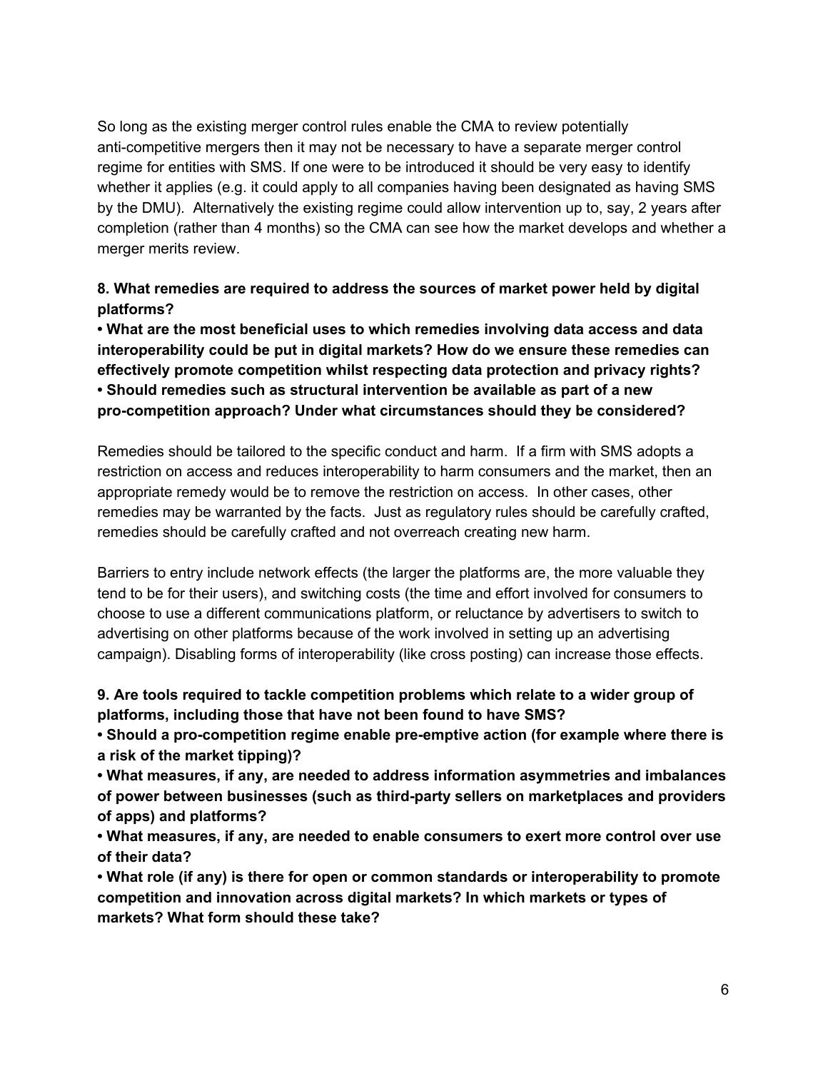So long as the existing merger control rules enable the CMA to review potentially anti-competitive mergers then it may not be necessary to have a separate merger control regime for entities with SMS. If one were to be introduced it should be very easy to identify whether it applies (e.g. it could apply to all companies having been designated as having SMS by the DMU). Alternatively the existing regime could allow intervention up to, say, 2 years after completion (rather than 4 months) so the CMA can see how the market develops and whether a merger merits review.

**8. What remedies are required to address the sources of market power held by digital platforms?**

**• What are the most beneficial uses to which remedies involving data access and data interoperability could be put in digital markets? How do we ensure these remedies can effectively promote competition whilst respecting data protection and privacy rights?**

**• Should remedies such as structural intervention be available as part of a new pro-competition approach? Under what circumstances should they be considered?**

Remedies should be tailored to the specific conduct and harm. If a firm with SMS adopts a restriction on access and reduces interoperability to harm consumers and the market, then an appropriate remedy would be to remove the restriction on access. In other cases, other remedies may be warranted by the facts. Just as regulatory rules should be carefully crafted, remedies should be carefully crafted and not overreach creating new harm.

Barriers to entry include network effects (the larger the platforms are, the more valuable they tend to be for their users), and switching costs (the time and effort involved for consumers to choose to use a different communications platform, or reluctance by advertisers to switch to advertising on other platforms because of the work involved in setting up an advertising campaign). Disabling forms of interoperability (like cross posting) can increase those effects.

**9. Are tools required to tackle competition problems which relate to a wider group of platforms, including those that have not been found to have SMS?**

**• Should a pro-competition regime enable pre-emptive action (for example where there is a risk of the market tipping)?**

**• What measures, if any, are needed to address information asymmetries and imbalances of power between businesses (such as third-party sellers on marketplaces and providers of apps) and platforms?**

**• What measures, if any, are needed to enable consumers to exert more control over use of their data?**

**• What role (if any) is there for open or common standards or interoperability to promote competition and innovation across digital markets? In which markets or types of markets? What form should these take?**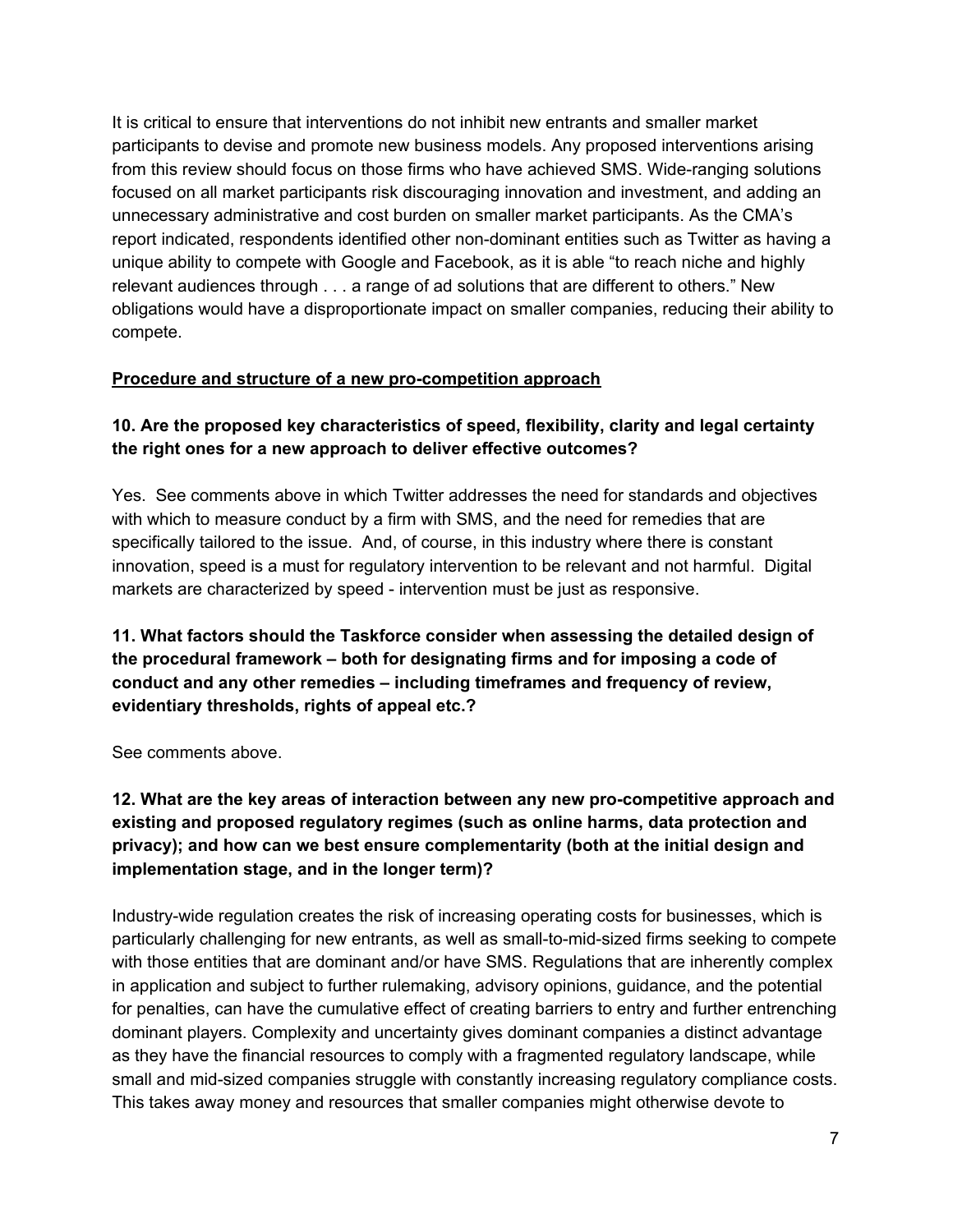It is critical to ensure that interventions do not inhibit new entrants and smaller market participants to devise and promote new business models. Any proposed interventions arising from this review should focus on those firms who have achieved SMS. Wide-ranging solutions focused on all market participants risk discouraging innovation and investment, and adding an unnecessary administrative and cost burden on smaller market participants. As the CMA's report indicated, respondents identified other non-dominant entities such as Twitter as having a unique ability to compete with Google and Facebook, as it is able "to reach niche and highly relevant audiences through . . . a range of ad solutions that are different to others." New obligations would have a disproportionate impact on smaller companies, reducing their ability to compete.

**Procedure and structure of a new pro-competition approach**

**10. Are the proposed key characteristics of speed, flexibility, clarity and legal certainty the right ones for a new approach to deliver effective outcomes?**

Yes. See comments above in which Twitter addresses the need for standards and objectives with which to measure conduct by a firm with SMS, and the need for remedies that are specifically tailored to the issue. And, of course, in this industry where there is constant innovation, speed is a must for regulatory intervention to be relevant and not harmful. Digital markets are characterized by speed - intervention must be just as responsive.

**11. What factors should the Taskforce consider when assessing the detailed design of the procedural framework – both for designating firms and for imposing a code of conduct and any other remedies – including timeframes and frequency of review, evidentiary thresholds, rights of appeal etc.?**

See comments above.

**12. What are the key areas of interaction between any new pro-competitive approach and existing and proposed regulatory regimes (such as online harms, data protection and privacy); and how can we best ensure complementarity (both at the initial design and implementation stage, and in the longer term)?**

Industry-wide regulation creates the risk of increasing operating costs for businesses, which is particularly challenging for new entrants, as well as small-to-mid-sized firms seeking to compete with those entities that are dominant and/or have SMS. Regulations that are inherently complex in application and subject to further rulemaking, advisory opinions, guidance, and the potential for penalties, can have the cumulative effect of creating barriers to entry and further entrenching dominant players. Complexity and uncertainty gives dominant companies a distinct advantage as they have the financial resources to comply with a fragmented regulatory landscape, while small and mid-sized companies struggle with constantly increasing regulatory compliance costs. This takes away money and resources that smaller companies might otherwise devote to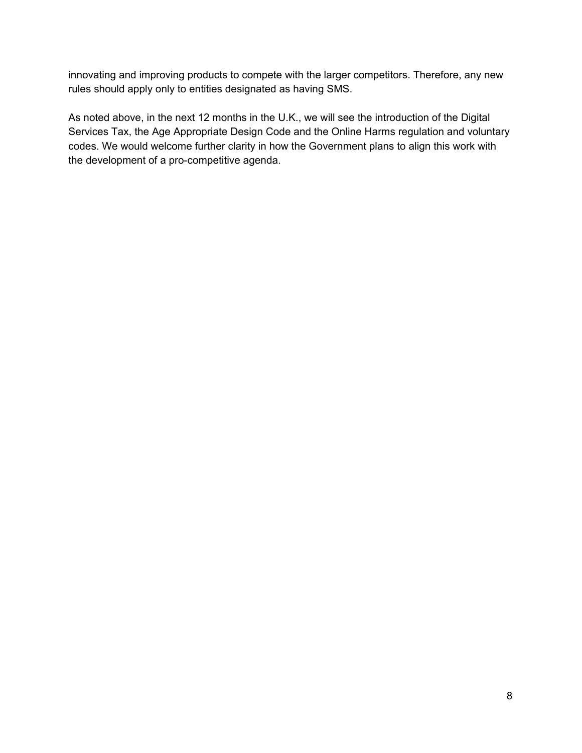innovating and improving products to compete with the larger competitors. Therefore, any new rules should apply only to entities designated as having SMS.

As noted above, in the next 12 months in the U.K., we will see the introduction of the Digital Services Tax, the Age Appropriate Design Code and the Online Harms regulation and voluntary codes. We would welcome further clarity in how the Government plans to align this work with the development of a pro-competitive agenda.